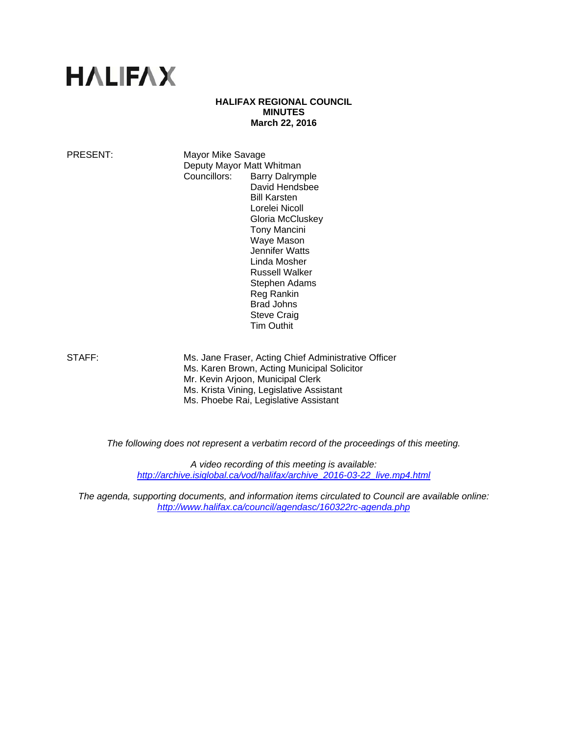HALIFAX

**HALIFAX REGIONAL COUNCIL**
**MINUTES**
**March 22, 2016**

PRESENT: Mayor Mike Savage
Deputy Mayor Matt Whitman
Councillors: Barry Dalrymple
David Hendsbee
Bill Karsten
Lorelei Nicoll
Gloria McCluskey
Tony Mancini
Waye Mason
Jennifer Watts
Linda Mosher
Russell Walker
Stephen Adams
Reg Rankin
Brad Johns
Steve Craig
Tim Outhit

STAFF: Ms. Jane Fraser, Acting Chief Administrative Officer
Ms. Karen Brown, Acting Municipal Solicitor
Mr. Kevin Arjoon, Municipal Clerk
Ms. Krista Vining, Legislative Assistant
Ms. Phoebe Rai, Legislative Assistant

*The following does not represent a verbatim record of the proceedings of this meeting.*

*A video recording of this meeting is available:*
*http://archive.isiglobal.ca/vod/halifax/archive_2016-03-22_live.mp4.html*

*The agenda, supporting documents, and information items circulated to Council are available online:*
*http://www.halifax.ca/council/agendasc/160322rc-agenda.php*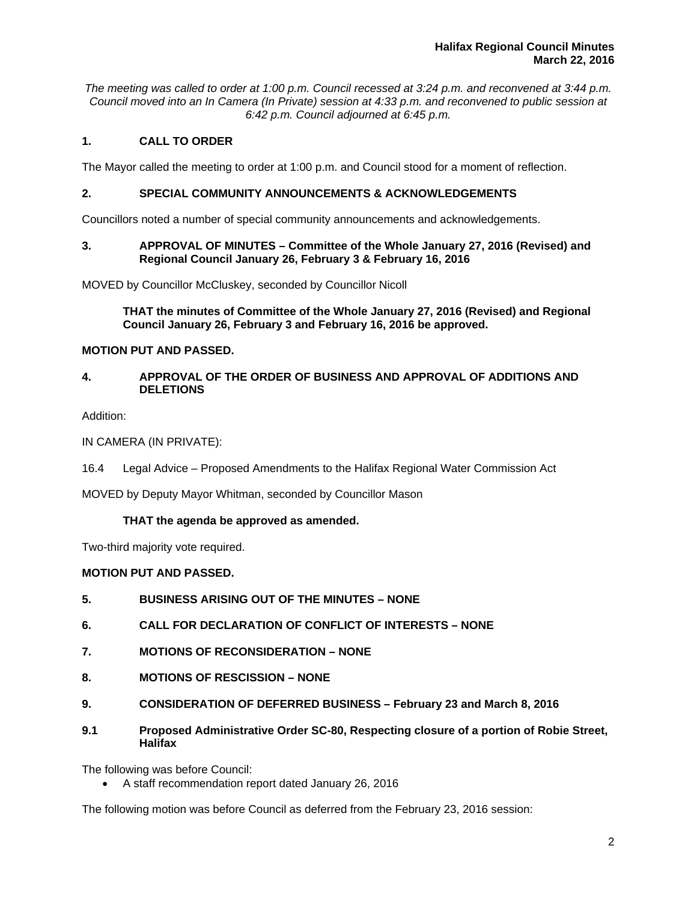*The meeting was called to order at 1:00 p.m. Council recessed at 3:24 p.m. and reconvened at 3:44 p.m. Council moved into an In Camera (In Private) session at 4:33 p.m. and reconvened to public session at 6:42 p.m. Council adjourned at 6:45 p.m.*

## 1. CALL TO ORDER

The Mayor called the meeting to order at 1:00 p.m. and Council stood for a moment of reflection.

## 2. SPECIAL COMMUNITY ANNOUNCEMENTS & ACKNOWLEDGEMENTS

Councillors noted a number of special community announcements and acknowledgements.

## 3. APPROVAL OF MINUTES – Committee of the Whole January 27, 2016 (Revised) and Regional Council January 26, February 3 & February 16, 2016

MOVED by Councillor McCluskey, seconded by Councillor Nicoll

> **THAT the minutes of Committee of the Whole January 27, 2016 (Revised) and Regional Council January 26, February 3 and February 16, 2016 be approved.**

**MOTION PUT AND PASSED.**

## 4. APPROVAL OF THE ORDER OF BUSINESS AND APPROVAL OF ADDITIONS AND DELETIONS

Addition:

IN CAMERA (IN PRIVATE):

16.4 Legal Advice – Proposed Amendments to the Halifax Regional Water Commission Act

MOVED by Deputy Mayor Whitman, seconded by Councillor Mason

> **THAT the agenda be approved as amended.**

Two-third majority vote required.

**MOTION PUT AND PASSED.**

## 5. BUSINESS ARISING OUT OF THE MINUTES – NONE

## 6. CALL FOR DECLARATION OF CONFLICT OF INTERESTS – NONE

## 7. MOTIONS OF RECONSIDERATION – NONE

## 8. MOTIONS OF RESCISSION – NONE

## 9. CONSIDERATION OF DEFERRED BUSINESS – February 23 and March 8, 2016

### 9.1 Proposed Administrative Order SC-80, Respecting closure of a portion of Robie Street, Halifax

The following was before Council:

- A staff recommendation report dated January 26, 2016

The following motion was before Council as deferred from the February 23, 2016 session: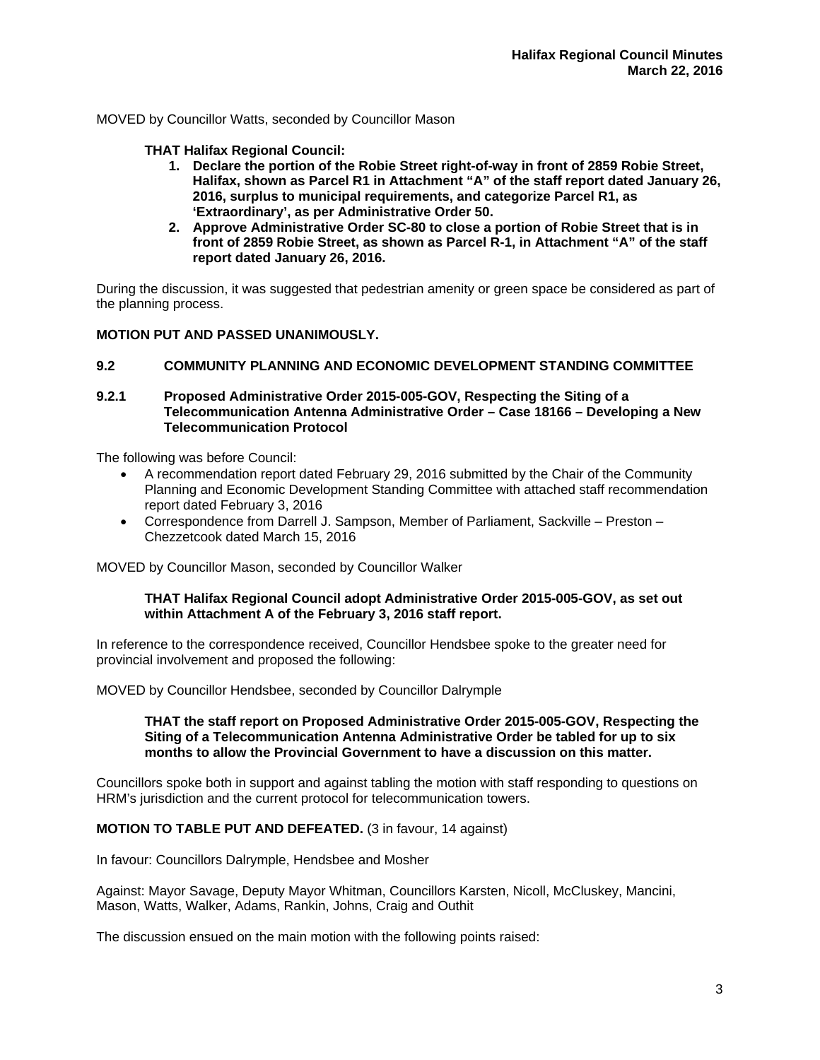MOVED by Councillor Watts, seconded by Councillor Mason

**THAT Halifax Regional Council:**

1. **Declare the portion of the Robie Street right-of-way in front of 2859 Robie Street, Halifax, shown as Parcel R1 in Attachment "A" of the staff report dated January 26, 2016, surplus to municipal requirements, and categorize Parcel R1, as 'Extraordinary', as per Administrative Order 50.**
2. **Approve Administrative Order SC-80 to close a portion of Robie Street that is in front of 2859 Robie Street, as shown as Parcel R-1, in Attachment "A" of the staff report dated January 26, 2016.**

During the discussion, it was suggested that pedestrian amenity or green space be considered as part of the planning process.

**MOTION PUT AND PASSED UNANIMOUSLY.**

## 9.2 COMMUNITY PLANNING AND ECONOMIC DEVELOPMENT STANDING COMMITTEE

### 9.2.1 Proposed Administrative Order 2015-005-GOV, Respecting the Siting of a Telecommunication Antenna Administrative Order – Case 18166 – Developing a New Telecommunication Protocol

The following was before Council:

- A recommendation report dated February 29, 2016 submitted by the Chair of the Community Planning and Economic Development Standing Committee with attached staff recommendation report dated February 3, 2016
- Correspondence from Darrell J. Sampson, Member of Parliament, Sackville – Preston – Chezzetcook dated March 15, 2016

MOVED by Councillor Mason, seconded by Councillor Walker

**THAT Halifax Regional Council adopt Administrative Order 2015-005-GOV, as set out within Attachment A of the February 3, 2016 staff report.**

In reference to the correspondence received, Councillor Hendsbee spoke to the greater need for provincial involvement and proposed the following:

MOVED by Councillor Hendsbee, seconded by Councillor Dalrymple

**THAT the staff report on Proposed Administrative Order 2015-005-GOV, Respecting the Siting of a Telecommunication Antenna Administrative Order be tabled for up to six months to allow the Provincial Government to have a discussion on this matter.**

Councillors spoke both in support and against tabling the motion with staff responding to questions on HRM's jurisdiction and the current protocol for telecommunication towers.

**MOTION TO TABLE PUT AND DEFEATED.** (3 in favour, 14 against)

In favour: Councillors Dalrymple, Hendsbee and Mosher

Against: Mayor Savage, Deputy Mayor Whitman, Councillors Karsten, Nicoll, McCluskey, Mancini, Mason, Watts, Walker, Adams, Rankin, Johns, Craig and Outhit

The discussion ensued on the main motion with the following points raised: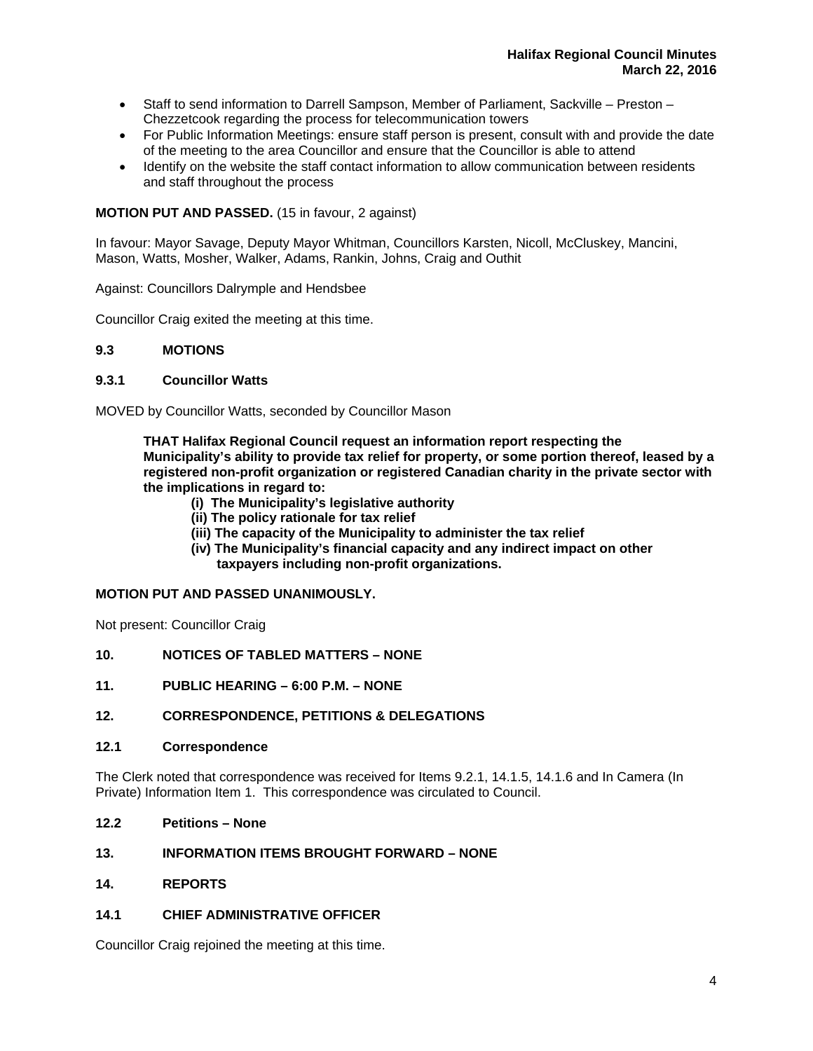- Staff to send information to Darrell Sampson, Member of Parliament, Sackville – Preston – Chezzetcook regarding the process for telecommunication towers
- For Public Information Meetings: ensure staff person is present, consult with and provide the date of the meeting to the area Councillor and ensure that the Councillor is able to attend
- Identify on the website the staff contact information to allow communication between residents and staff throughout the process

**MOTION PUT AND PASSED.** (15 in favour, 2 against)

In favour: Mayor Savage, Deputy Mayor Whitman, Councillors Karsten, Nicoll, McCluskey, Mancini, Mason, Watts, Mosher, Walker, Adams, Rankin, Johns, Craig and Outhit

Against: Councillors Dalrymple and Hendsbee

Councillor Craig exited the meeting at this time.

**9.3 MOTIONS**

**9.3.1 Councillor Watts**

MOVED by Councillor Watts, seconded by Councillor Mason

> **THAT Halifax Regional Council request an information report respecting the Municipality's ability to provide tax relief for property, or some portion thereof, leased by a registered non-profit organization or registered Canadian charity in the private sector with the implications in regard to:**
>
> **(i) The Municipality's legislative authority**
> **(ii) The policy rationale for tax relief**
> **(iii) The capacity of the Municipality to administer the tax relief**
> **(iv) The Municipality's financial capacity and any indirect impact on other taxpayers including non-profit organizations.**

**MOTION PUT AND PASSED UNANIMOUSLY.**

Not present: Councillor Craig

**10. NOTICES OF TABLED MATTERS – NONE**

**11. PUBLIC HEARING – 6:00 P.M. – NONE**

**12. CORRESPONDENCE, PETITIONS & DELEGATIONS**

**12.1 Correspondence**

The Clerk noted that correspondence was received for Items 9.2.1, 14.1.5, 14.1.6 and In Camera (In Private) Information Item 1. This correspondence was circulated to Council.

**12.2 Petitions – None**

**13. INFORMATION ITEMS BROUGHT FORWARD – NONE**

**14. REPORTS**

**14.1 CHIEF ADMINISTRATIVE OFFICER**

Councillor Craig rejoined the meeting at this time.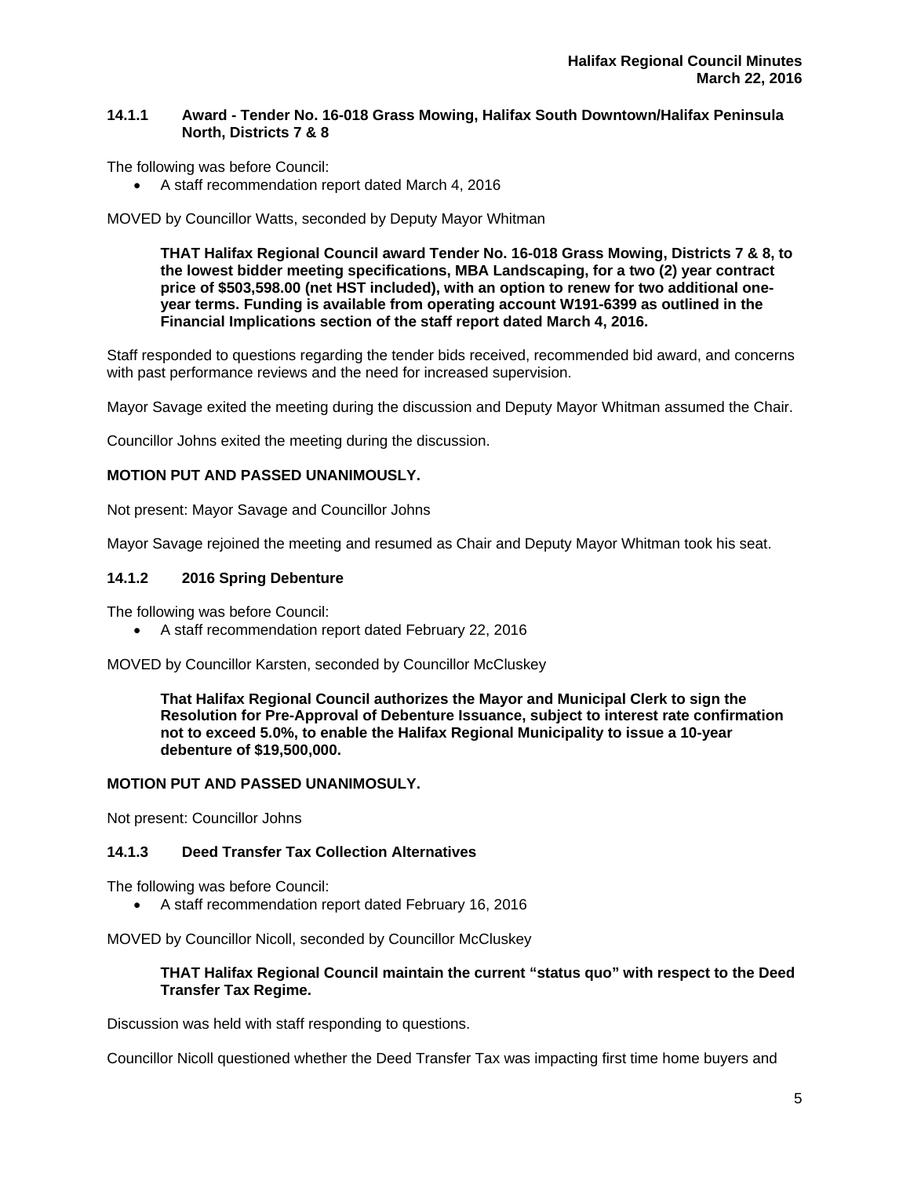### 14.1.1 Award - Tender No. 16-018 Grass Mowing, Halifax South Downtown/Halifax Peninsula North, Districts 7 & 8

The following was before Council:

- A staff recommendation report dated March 4, 2016

MOVED by Councillor Watts, seconded by Deputy Mayor Whitman

> **THAT Halifax Regional Council award Tender No. 16-018 Grass Mowing, Districts 7 & 8, to the lowest bidder meeting specifications, MBA Landscaping, for a two (2) year contract price of $503,598.00 (net HST included), with an option to renew for two additional one-year terms. Funding is available from operating account W191-6399 as outlined in the Financial Implications section of the staff report dated March 4, 2016.**

Staff responded to questions regarding the tender bids received, recommended bid award, and concerns with past performance reviews and the need for increased supervision.

Mayor Savage exited the meeting during the discussion and Deputy Mayor Whitman assumed the Chair.

Councillor Johns exited the meeting during the discussion.

**MOTION PUT AND PASSED UNANIMOUSLY.**

Not present: Mayor Savage and Councillor Johns

Mayor Savage rejoined the meeting and resumed as Chair and Deputy Mayor Whitman took his seat.

### 14.1.2 2016 Spring Debenture

The following was before Council:

- A staff recommendation report dated February 22, 2016

MOVED by Councillor Karsten, seconded by Councillor McCluskey

> **That Halifax Regional Council authorizes the Mayor and Municipal Clerk to sign the Resolution for Pre-Approval of Debenture Issuance, subject to interest rate confirmation not to exceed 5.0%, to enable the Halifax Regional Municipality to issue a 10-year debenture of $19,500,000.**

**MOTION PUT AND PASSED UNANIMOSULY.**

Not present: Councillor Johns

### 14.1.3 Deed Transfer Tax Collection Alternatives

The following was before Council:

- A staff recommendation report dated February 16, 2016

MOVED by Councillor Nicoll, seconded by Councillor McCluskey

> **THAT Halifax Regional Council maintain the current "status quo" with respect to the Deed Transfer Tax Regime.**

Discussion was held with staff responding to questions.

Councillor Nicoll questioned whether the Deed Transfer Tax was impacting first time home buyers and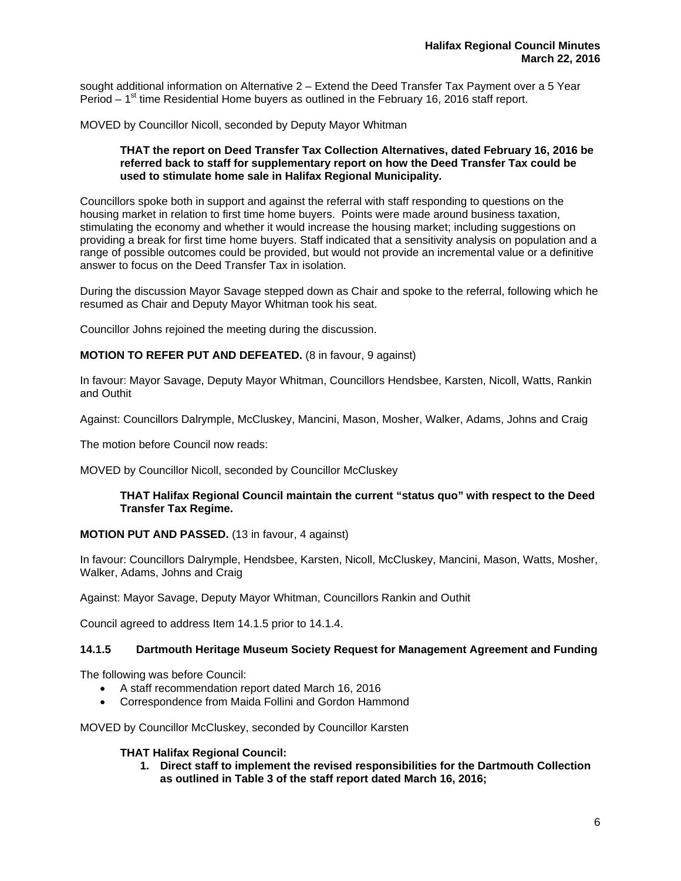sought additional information on Alternative 2 – Extend the Deed Transfer Tax Payment over a 5 Year Period – 1st time Residential Home buyers as outlined in the February 16, 2016 staff report.

MOVED by Councillor Nicoll, seconded by Deputy Mayor Whitman

> **THAT the report on Deed Transfer Tax Collection Alternatives, dated February 16, 2016 be referred back to staff for supplementary report on how the Deed Transfer Tax could be used to stimulate home sale in Halifax Regional Municipality.**

Councillors spoke both in support and against the referral with staff responding to questions on the housing market in relation to first time home buyers. Points were made around business taxation, stimulating the economy and whether it would increase the housing market; including suggestions on providing a break for first time home buyers. Staff indicated that a sensitivity analysis on population and a range of possible outcomes could be provided, but would not provide an incremental value or a definitive answer to focus on the Deed Transfer Tax in isolation.

During the discussion Mayor Savage stepped down as Chair and spoke to the referral, following which he resumed as Chair and Deputy Mayor Whitman took his seat.

Councillor Johns rejoined the meeting during the discussion.

**MOTION TO REFER PUT AND DEFEATED.** (8 in favour, 9 against)

In favour: Mayor Savage, Deputy Mayor Whitman, Councillors Hendsbee, Karsten, Nicoll, Watts, Rankin and Outhit

Against: Councillors Dalrymple, McCluskey, Mancini, Mason, Mosher, Walker, Adams, Johns and Craig

The motion before Council now reads:

MOVED by Councillor Nicoll, seconded by Councillor McCluskey

> **THAT Halifax Regional Council maintain the current "status quo" with respect to the Deed Transfer Tax Regime.**

**MOTION PUT AND PASSED.** (13 in favour, 4 against)

In favour: Councillors Dalrymple, Hendsbee, Karsten, Nicoll, McCluskey, Mancini, Mason, Watts, Mosher, Walker, Adams, Johns and Craig

Against: Mayor Savage, Deputy Mayor Whitman, Councillors Rankin and Outhit

Council agreed to address Item 14.1.5 prior to 14.1.4.

### 14.1.5 Dartmouth Heritage Museum Society Request for Management Agreement and Funding

The following was before Council:

- A staff recommendation report dated March 16, 2016
- Correspondence from Maida Follini and Gordon Hammond

MOVED by Councillor McCluskey, seconded by Councillor Karsten

> **THAT Halifax Regional Council:**
>
> 1. **Direct staff to implement the revised responsibilities for the Dartmouth Collection as outlined in Table 3 of the staff report dated March 16, 2016;**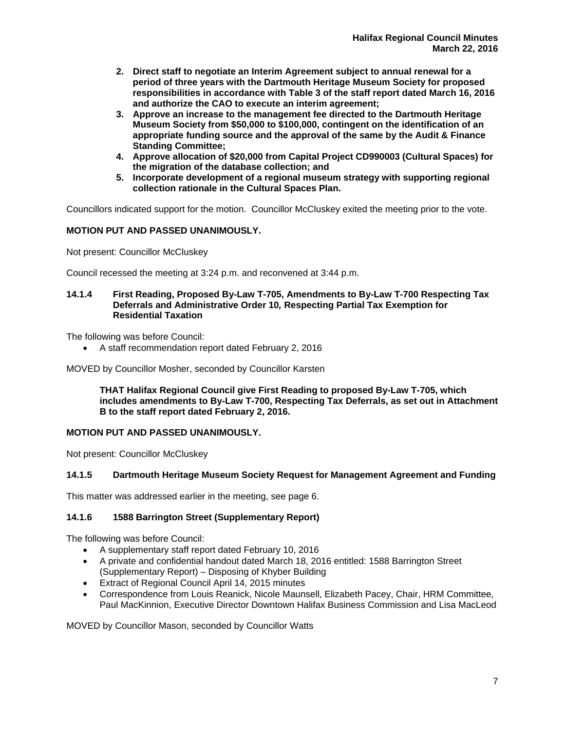2. **Direct staff to negotiate an Interim Agreement subject to annual renewal for a period of three years with the Dartmouth Heritage Museum Society for proposed responsibilities in accordance with Table 3 of the staff report dated March 16, 2016 and authorize the CAO to execute an interim agreement;**
3. **Approve an increase to the management fee directed to the Dartmouth Heritage Museum Society from $50,000 to $100,000, contingent on the identification of an appropriate funding source and the approval of the same by the Audit & Finance Standing Committee;**
4. **Approve allocation of $20,000 from Capital Project CD990003 (Cultural Spaces) for the migration of the database collection; and**
5. **Incorporate development of a regional museum strategy with supporting regional collection rationale in the Cultural Spaces Plan.**

Councillors indicated support for the motion. Councillor McCluskey exited the meeting prior to the vote.

**MOTION PUT AND PASSED UNANIMOUSLY.**

Not present: Councillor McCluskey

Council recessed the meeting at 3:24 p.m. and reconvened at 3:44 p.m.

### 14.1.4 First Reading, Proposed By-Law T-705, Amendments to By-Law T-700 Respecting Tax Deferrals and Administrative Order 10, Respecting Partial Tax Exemption for Residential Taxation

The following was before Council:

- A staff recommendation report dated February 2, 2016

MOVED by Councillor Mosher, seconded by Councillor Karsten

**THAT Halifax Regional Council give First Reading to proposed By-Law T-705, which includes amendments to By-Law T-700, Respecting Tax Deferrals, as set out in Attachment B to the staff report dated February 2, 2016.**

**MOTION PUT AND PASSED UNANIMOUSLY.**

Not present: Councillor McCluskey

### 14.1.5 Dartmouth Heritage Museum Society Request for Management Agreement and Funding

This matter was addressed earlier in the meeting, see page 6.

### 14.1.6 1588 Barrington Street (Supplementary Report)

The following was before Council:

- A supplementary staff report dated February 10, 2016
- A private and confidential handout dated March 18, 2016 entitled: 1588 Barrington Street (Supplementary Report) – Disposing of Khyber Building
- Extract of Regional Council April 14, 2015 minutes
- Correspondence from Louis Reanick, Nicole Maunsell, Elizabeth Pacey, Chair, HRM Committee, Paul MacKinnion, Executive Director Downtown Halifax Business Commission and Lisa MacLeod

MOVED by Councillor Mason, seconded by Councillor Watts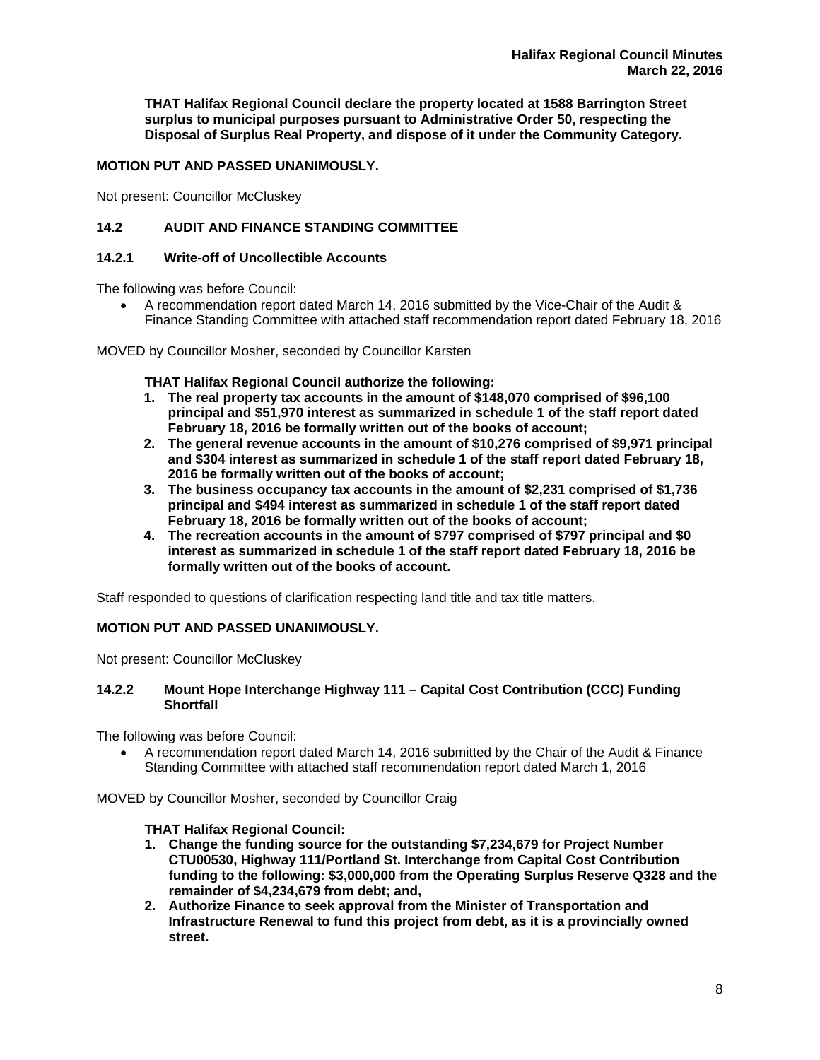**THAT Halifax Regional Council declare the property located at 1588 Barrington Street surplus to municipal purposes pursuant to Administrative Order 50, respecting the Disposal of Surplus Real Property, and dispose of it under the Community Category.**

**MOTION PUT AND PASSED UNANIMOUSLY.**

Not present: Councillor McCluskey

### 14.2 AUDIT AND FINANCE STANDING COMMITTEE

#### 14.2.1 Write-off of Uncollectible Accounts

The following was before Council:

- A recommendation report dated March 14, 2016 submitted by the Vice-Chair of the Audit & Finance Standing Committee with attached staff recommendation report dated February 18, 2016

MOVED by Councillor Mosher, seconded by Councillor Karsten

**THAT Halifax Regional Council authorize the following:**

1. **The real property tax accounts in the amount of $148,070 comprised of $96,100 principal and $51,970 interest as summarized in schedule 1 of the staff report dated February 18, 2016 be formally written out of the books of account;**
2. **The general revenue accounts in the amount of $10,276 comprised of $9,971 principal and $304 interest as summarized in schedule 1 of the staff report dated February 18, 2016 be formally written out of the books of account;**
3. **The business occupancy tax accounts in the amount of $2,231 comprised of $1,736 principal and $494 interest as summarized in schedule 1 of the staff report dated February 18, 2016 be formally written out of the books of account;**
4. **The recreation accounts in the amount of $797 comprised of $797 principal and $0 interest as summarized in schedule 1 of the staff report dated February 18, 2016 be formally written out of the books of account.**

Staff responded to questions of clarification respecting land title and tax title matters.

**MOTION PUT AND PASSED UNANIMOUSLY.**

Not present: Councillor McCluskey

#### 14.2.2 Mount Hope Interchange Highway 111 – Capital Cost Contribution (CCC) Funding Shortfall

The following was before Council:

- A recommendation report dated March 14, 2016 submitted by the Chair of the Audit & Finance Standing Committee with attached staff recommendation report dated March 1, 2016

MOVED by Councillor Mosher, seconded by Councillor Craig

**THAT Halifax Regional Council:**

1. **Change the funding source for the outstanding $7,234,679 for Project Number CTU00530, Highway 111/Portland St. Interchange from Capital Cost Contribution funding to the following: $3,000,000 from the Operating Surplus Reserve Q328 and the remainder of $4,234,679 from debt; and,**
2. **Authorize Finance to seek approval from the Minister of Transportation and Infrastructure Renewal to fund this project from debt, as it is a provincially owned street.**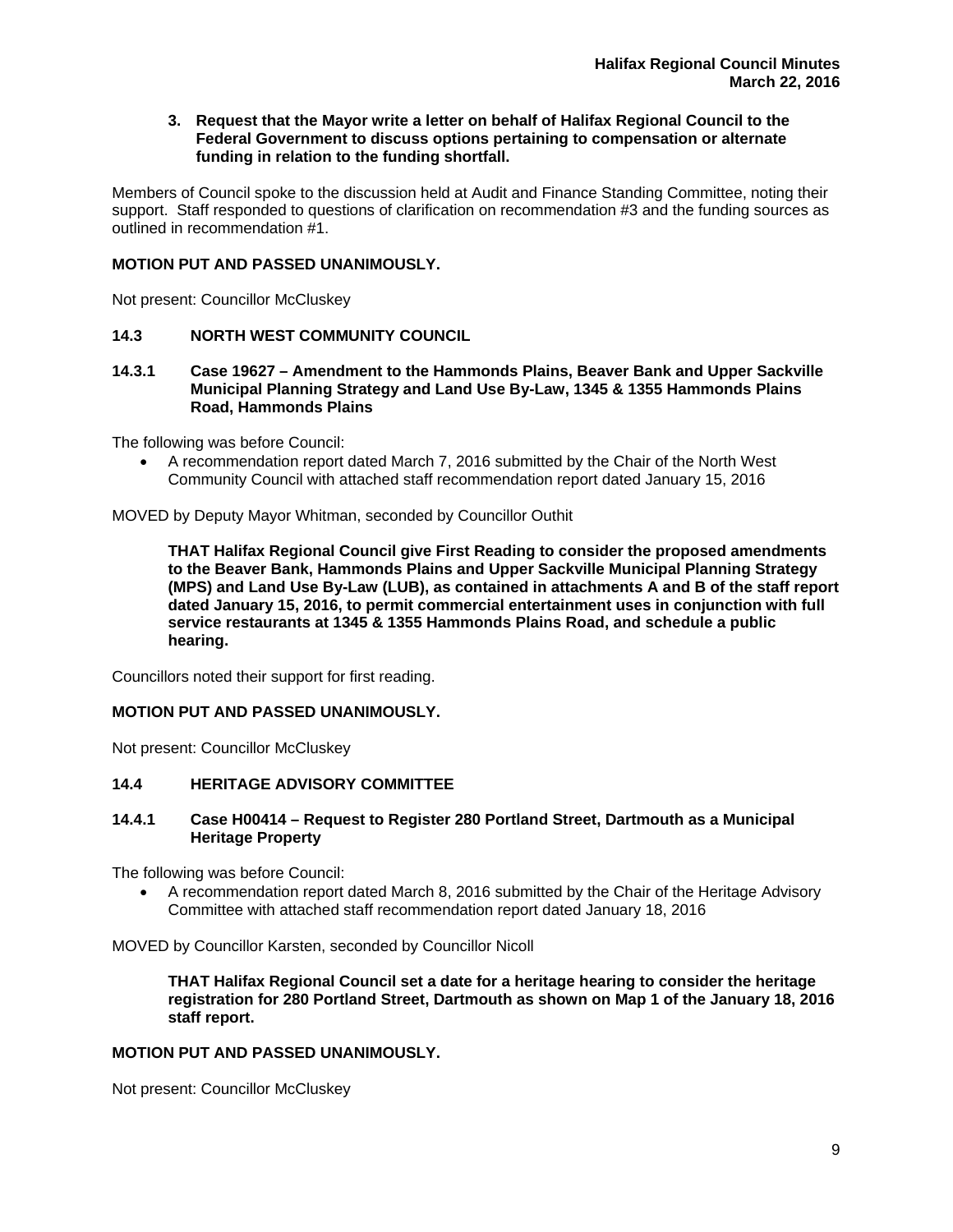**3. Request that the Mayor write a letter on behalf of Halifax Regional Council to the Federal Government to discuss options pertaining to compensation or alternate funding in relation to the funding shortfall.**

Members of Council spoke to the discussion held at Audit and Finance Standing Committee, noting their support. Staff responded to questions of clarification on recommendation #3 and the funding sources as outlined in recommendation #1.

**MOTION PUT AND PASSED UNANIMOUSLY.**

Not present: Councillor McCluskey

### 14.3 NORTH WEST COMMUNITY COUNCIL

#### 14.3.1 Case 19627 – Amendment to the Hammonds Plains, Beaver Bank and Upper Sackville Municipal Planning Strategy and Land Use By-Law, 1345 & 1355 Hammonds Plains Road, Hammonds Plains

The following was before Council:

- A recommendation report dated March 7, 2016 submitted by the Chair of the North West Community Council with attached staff recommendation report dated January 15, 2016

MOVED by Deputy Mayor Whitman, seconded by Councillor Outhit

**THAT Halifax Regional Council give First Reading to consider the proposed amendments to the Beaver Bank, Hammonds Plains and Upper Sackville Municipal Planning Strategy (MPS) and Land Use By-Law (LUB), as contained in attachments A and B of the staff report dated January 15, 2016, to permit commercial entertainment uses in conjunction with full service restaurants at 1345 & 1355 Hammonds Plains Road, and schedule a public hearing.**

Councillors noted their support for first reading.

**MOTION PUT AND PASSED UNANIMOUSLY.**

Not present: Councillor McCluskey

### 14.4 HERITAGE ADVISORY COMMITTEE

#### 14.4.1 Case H00414 – Request to Register 280 Portland Street, Dartmouth as a Municipal Heritage Property

The following was before Council:

- A recommendation report dated March 8, 2016 submitted by the Chair of the Heritage Advisory Committee with attached staff recommendation report dated January 18, 2016

MOVED by Councillor Karsten, seconded by Councillor Nicoll

**THAT Halifax Regional Council set a date for a heritage hearing to consider the heritage registration for 280 Portland Street, Dartmouth as shown on Map 1 of the January 18, 2016 staff report.**

**MOTION PUT AND PASSED UNANIMOUSLY.**

Not present: Councillor McCluskey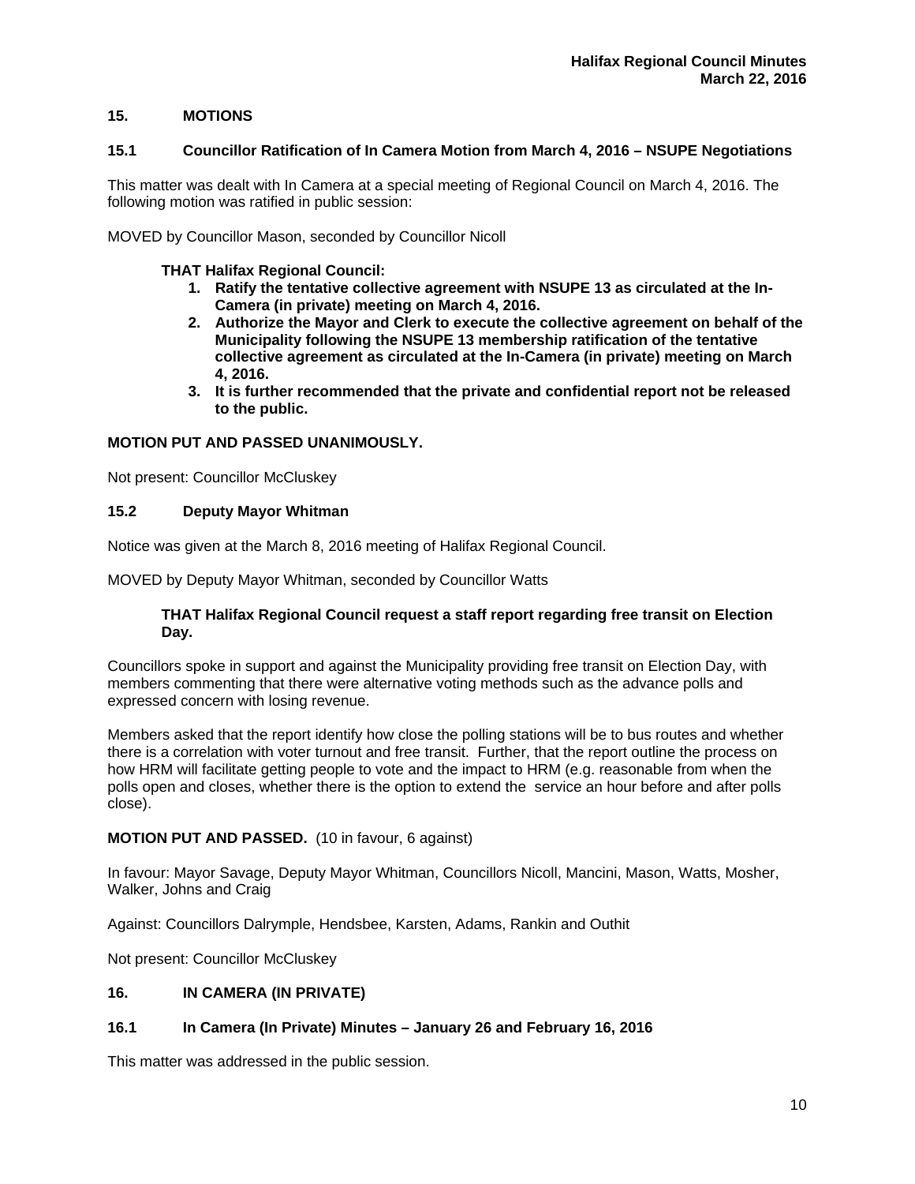## 15. MOTIONS

### 15.1 Councillor Ratification of In Camera Motion from March 4, 2016 – NSUPE Negotiations

This matter was dealt with In Camera at a special meeting of Regional Council on March 4, 2016. The following motion was ratified in public session:

MOVED by Councillor Mason, seconded by Councillor Nicoll

**THAT Halifax Regional Council:**

1. **Ratify the tentative collective agreement with NSUPE 13 as circulated at the In-Camera (in private) meeting on March 4, 2016.**
2. **Authorize the Mayor and Clerk to execute the collective agreement on behalf of the Municipality following the NSUPE 13 membership ratification of the tentative collective agreement as circulated at the In-Camera (in private) meeting on March 4, 2016.**
3. **It is further recommended that the private and confidential report not be released to the public.**

**MOTION PUT AND PASSED UNANIMOUSLY.**

Not present: Councillor McCluskey

### 15.2 Deputy Mayor Whitman

Notice was given at the March 8, 2016 meeting of Halifax Regional Council.

MOVED by Deputy Mayor Whitman, seconded by Councillor Watts

**THAT Halifax Regional Council request a staff report regarding free transit on Election Day.**

Councillors spoke in support and against the Municipality providing free transit on Election Day, with members commenting that there were alternative voting methods such as the advance polls and expressed concern with losing revenue.

Members asked that the report identify how close the polling stations will be to bus routes and whether there is a correlation with voter turnout and free transit. Further, that the report outline the process on how HRM will facilitate getting people to vote and the impact to HRM (e.g. reasonable from when the polls open and closes, whether there is the option to extend the service an hour before and after polls close).

**MOTION PUT AND PASSED.** (10 in favour, 6 against)

In favour: Mayor Savage, Deputy Mayor Whitman, Councillors Nicoll, Mancini, Mason, Watts, Mosher, Walker, Johns and Craig

Against: Councillors Dalrymple, Hendsbee, Karsten, Adams, Rankin and Outhit

Not present: Councillor McCluskey

## 16. IN CAMERA (IN PRIVATE)

### 16.1 In Camera (In Private) Minutes – January 26 and February 16, 2016

This matter was addressed in the public session.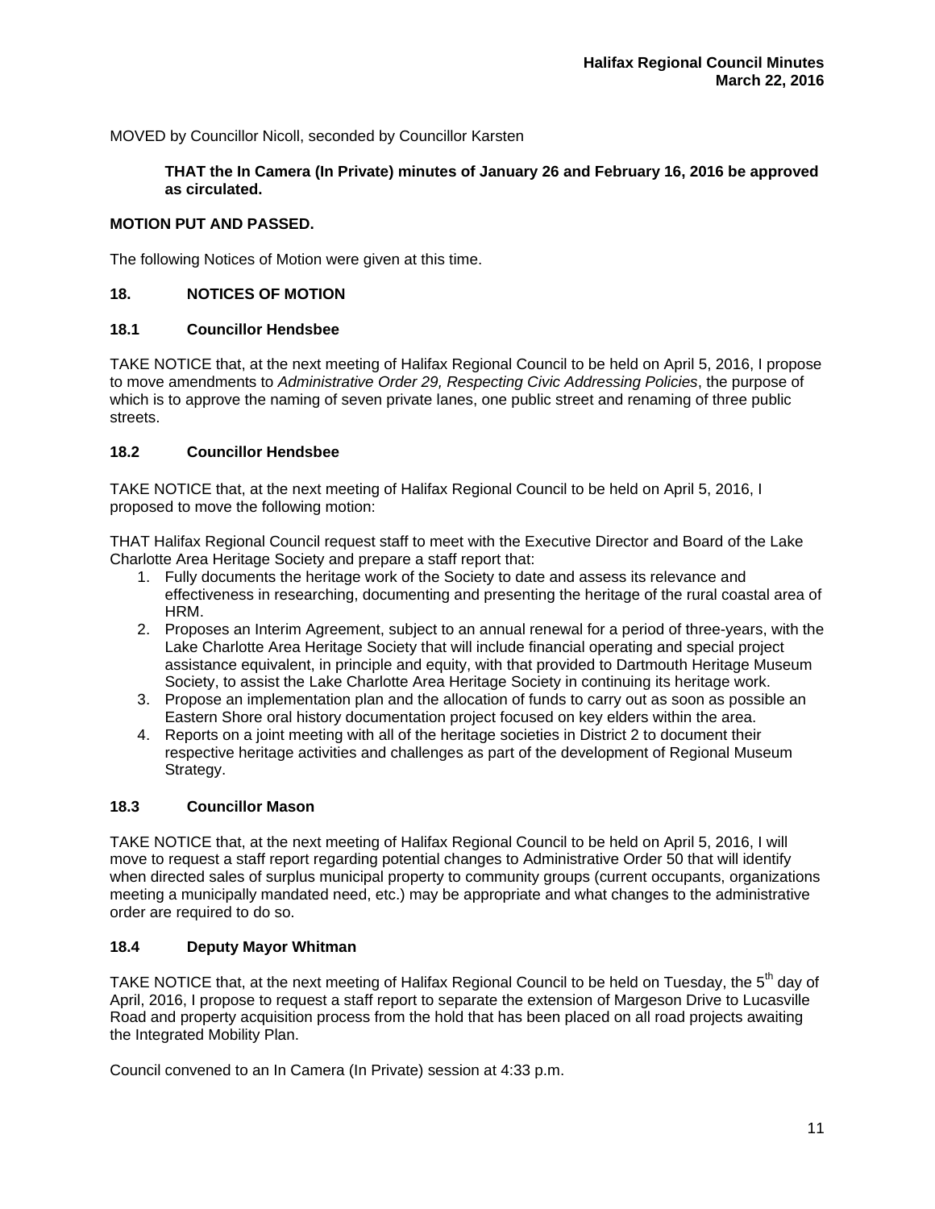MOVED by Councillor Nicoll, seconded by Councillor Karsten

> **THAT the In Camera (In Private) minutes of January 26 and February 16, 2016 be approved as circulated.**

**MOTION PUT AND PASSED.**

The following Notices of Motion were given at this time.

## 18. NOTICES OF MOTION

### 18.1 Councillor Hendsbee

TAKE NOTICE that, at the next meeting of Halifax Regional Council to be held on April 5, 2016, I propose to move amendments to *Administrative Order 29, Respecting Civic Addressing Policies*, the purpose of which is to approve the naming of seven private lanes, one public street and renaming of three public streets.

### 18.2 Councillor Hendsbee

TAKE NOTICE that, at the next meeting of Halifax Regional Council to be held on April 5, 2016, I proposed to move the following motion:

THAT Halifax Regional Council request staff to meet with the Executive Director and Board of the Lake Charlotte Area Heritage Society and prepare a staff report that:

1. Fully documents the heritage work of the Society to date and assess its relevance and effectiveness in researching, documenting and presenting the heritage of the rural coastal area of HRM.
2. Proposes an Interim Agreement, subject to an annual renewal for a period of three-years, with the Lake Charlotte Area Heritage Society that will include financial operating and special project assistance equivalent, in principle and equity, with that provided to Dartmouth Heritage Museum Society, to assist the Lake Charlotte Area Heritage Society in continuing its heritage work.
3. Propose an implementation plan and the allocation of funds to carry out as soon as possible an Eastern Shore oral history documentation project focused on key elders within the area.
4. Reports on a joint meeting with all of the heritage societies in District 2 to document their respective heritage activities and challenges as part of the development of Regional Museum Strategy.

### 18.3 Councillor Mason

TAKE NOTICE that, at the next meeting of Halifax Regional Council to be held on April 5, 2016, I will move to request a staff report regarding potential changes to Administrative Order 50 that will identify when directed sales of surplus municipal property to community groups (current occupants, organizations meeting a municipally mandated need, etc.) may be appropriate and what changes to the administrative order are required to do so.

### 18.4 Deputy Mayor Whitman

TAKE NOTICE that, at the next meeting of Halifax Regional Council to be held on Tuesday, the 5th day of April, 2016, I propose to request a staff report to separate the extension of Margeson Drive to Lucasville Road and property acquisition process from the hold that has been placed on all road projects awaiting the Integrated Mobility Plan.

Council convened to an In Camera (In Private) session at 4:33 p.m.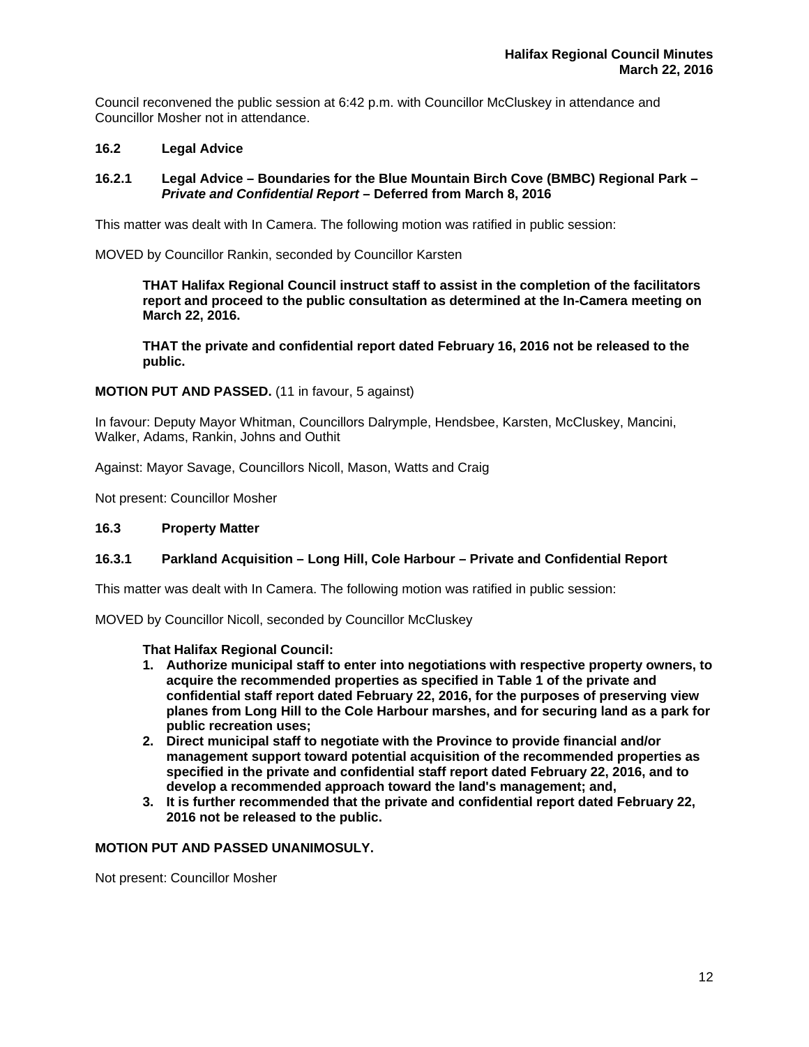Council reconvened the public session at 6:42 p.m. with Councillor McCluskey in attendance and Councillor Mosher not in attendance.

### 16.2 Legal Advice

### 16.2.1 Legal Advice – Boundaries for the Blue Mountain Birch Cove (BMBC) Regional Park – *Private and Confidential Report* – Deferred from March 8, 2016

This matter was dealt with In Camera. The following motion was ratified in public session:

MOVED by Councillor Rankin, seconded by Councillor Karsten

> **THAT Halifax Regional Council instruct staff to assist in the completion of the facilitators report and proceed to the public consultation as determined at the In-Camera meeting on March 22, 2016.**
>
> **THAT the private and confidential report dated February 16, 2016 not be released to the public.**

**MOTION PUT AND PASSED.** (11 in favour, 5 against)

In favour: Deputy Mayor Whitman, Councillors Dalrymple, Hendsbee, Karsten, McCluskey, Mancini, Walker, Adams, Rankin, Johns and Outhit

Against: Mayor Savage, Councillors Nicoll, Mason, Watts and Craig

Not present: Councillor Mosher

### 16.3 Property Matter

### 16.3.1 Parkland Acquisition – Long Hill, Cole Harbour – Private and Confidential Report

This matter was dealt with In Camera. The following motion was ratified in public session:

MOVED by Councillor Nicoll, seconded by Councillor McCluskey

> **That Halifax Regional Council:**
>
> 1. **Authorize municipal staff to enter into negotiations with respective property owners, to acquire the recommended properties as specified in Table 1 of the private and confidential staff report dated February 22, 2016, for the purposes of preserving view planes from Long Hill to the Cole Harbour marshes, and for securing land as a park for public recreation uses;**
> 2. **Direct municipal staff to negotiate with the Province to provide financial and/or management support toward potential acquisition of the recommended properties as specified in the private and confidential staff report dated February 22, 2016, and to develop a recommended approach toward the land's management; and,**
> 3. **It is further recommended that the private and confidential report dated February 22, 2016 not be released to the public.**

**MOTION PUT AND PASSED UNANIMOSULY.**

Not present: Councillor Mosher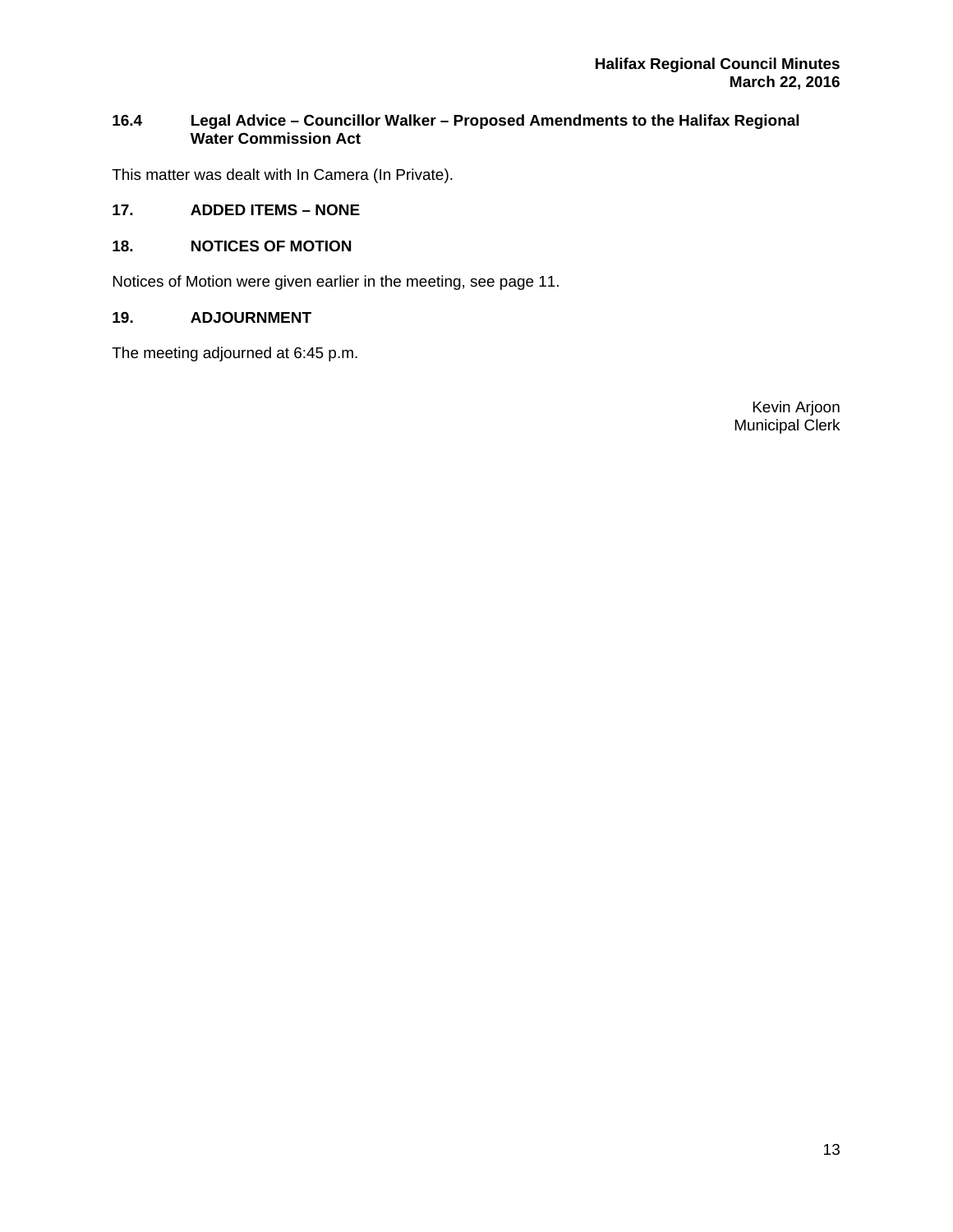### 16.4 Legal Advice – Councillor Walker – Proposed Amendments to the Halifax Regional Water Commission Act

This matter was dealt with In Camera (In Private).

## 17. ADDED ITEMS – NONE

## 18. NOTICES OF MOTION

Notices of Motion were given earlier in the meeting, see page 11.

## 19. ADJOURNMENT

The meeting adjourned at 6:45 p.m.

Kevin Arjoon
Municipal Clerk